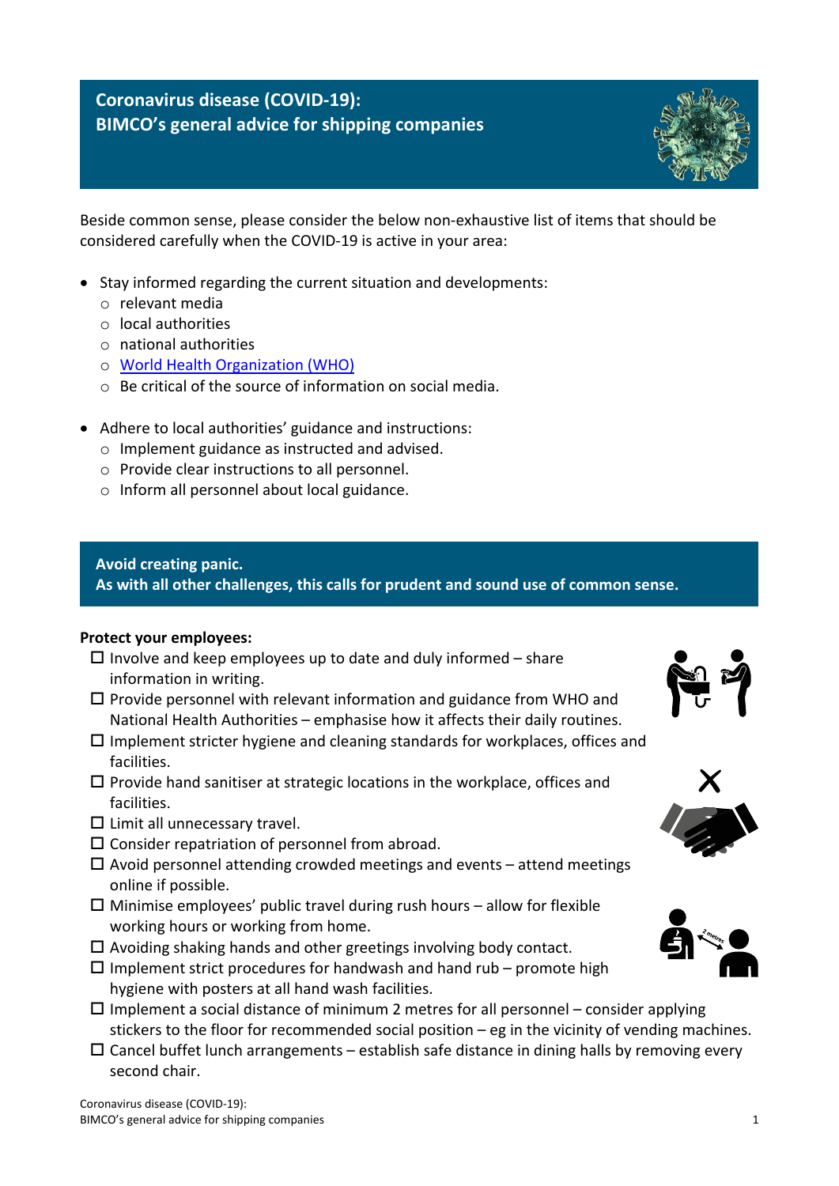# Coronavirus disease (COVID-19): BIMCO's general advice for shipping companies

Beside common sense, please consider the below non-exhaustive list of items that should be considered carefully when the COVID-19 is active in your area:

- Stay informed regarding the current situation and developments:
  - relevant media
  - local authorities
  - national authorities
  - World Health Organization (WHO)
  - Be critical of the source of information on social media.
- Adhere to local authorities' guidance and instructions:
  - Implement guidance as instructed and advised.
  - Provide clear instructions to all personnel.
  - Inform all personnel about local guidance.

**Avoid creating panic.**
**As with all other challenges, this calls for prudent and sound use of common sense.**

**Protect your employees:**

- ☐ Involve and keep employees up to date and duly informed – share information in writing.
- ☐ Provide personnel with relevant information and guidance from WHO and National Health Authorities – emphasise how it affects their daily routines.
- ☐ Implement stricter hygiene and cleaning standards for workplaces, offices and facilities.
- ☐ Provide hand sanitiser at strategic locations in the workplace, offices and facilities.
- ☐ Limit all unnecessary travel.
- ☐ Consider repatriation of personnel from abroad.
- ☐ Avoid personnel attending crowded meetings and events – attend meetings online if possible.
- ☐ Minimise employees' public travel during rush hours – allow for flexible working hours or working from home.
- ☐ Avoiding shaking hands and other greetings involving body contact.
- ☐ Implement strict procedures for handwash and hand rub – promote high hygiene with posters at all hand wash facilities.
- ☐ Implement a social distance of minimum 2 metres for all personnel – consider applying stickers to the floor for recommended social position – eg in the vicinity of vending machines.
- ☐ Cancel buffet lunch arrangements – establish safe distance in dining halls by removing every second chair.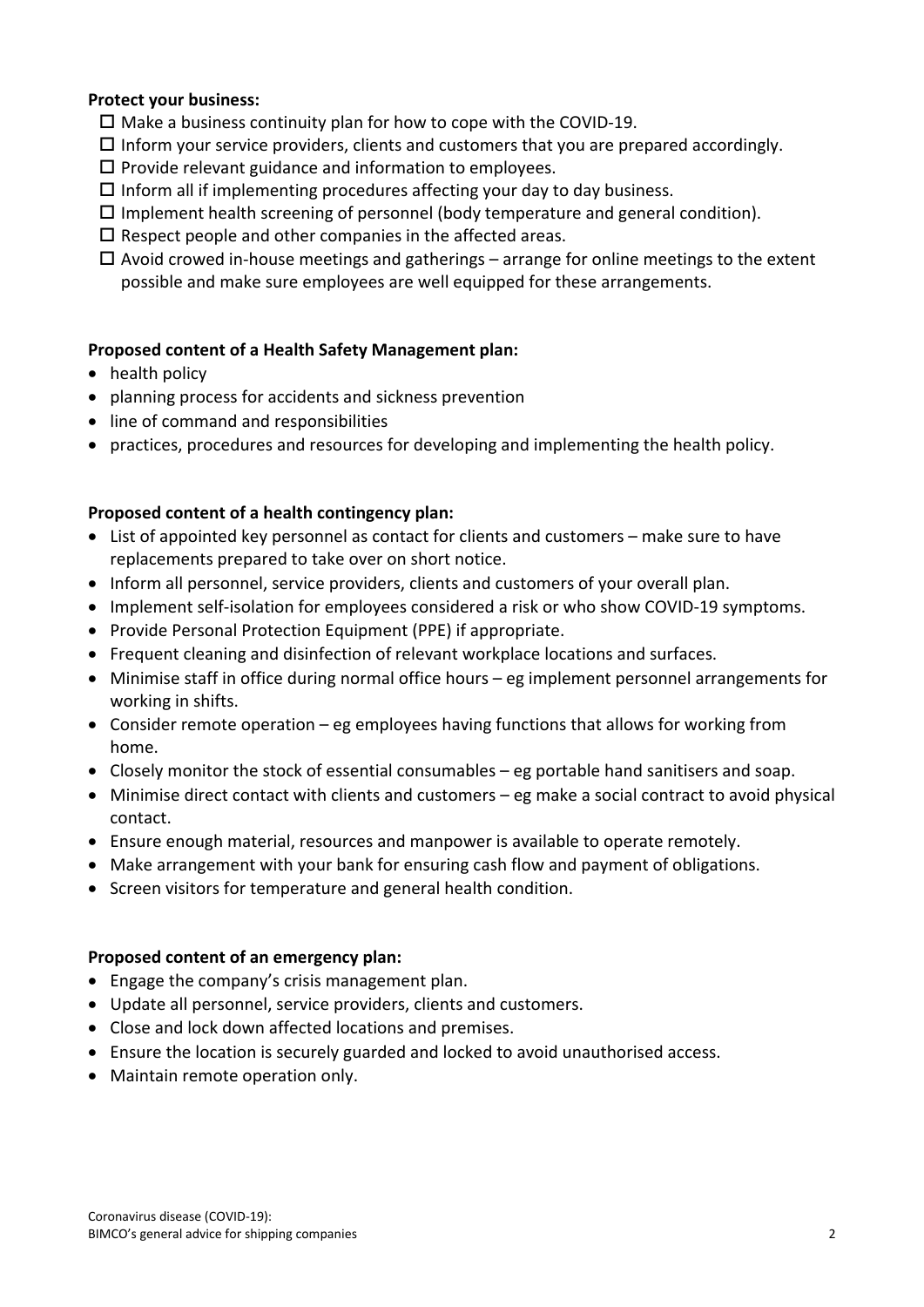**Protect your business:**

- ☐ Make a business continuity plan for how to cope with the COVID-19.
- ☐ Inform your service providers, clients and customers that you are prepared accordingly.
- ☐ Provide relevant guidance and information to employees.
- ☐ Inform all if implementing procedures affecting your day to day business.
- ☐ Implement health screening of personnel (body temperature and general condition).
- ☐ Respect people and other companies in the affected areas.
- ☐ Avoid crowed in-house meetings and gatherings – arrange for online meetings to the extent possible and make sure employees are well equipped for these arrangements.

**Proposed content of a Health Safety Management plan:**

- health policy
- planning process for accidents and sickness prevention
- line of command and responsibilities
- practices, procedures and resources for developing and implementing the health policy.

**Proposed content of a health contingency plan:**

- List of appointed key personnel as contact for clients and customers – make sure to have replacements prepared to take over on short notice.
- Inform all personnel, service providers, clients and customers of your overall plan.
- Implement self-isolation for employees considered a risk or who show COVID-19 symptoms.
- Provide Personal Protection Equipment (PPE) if appropriate.
- Frequent cleaning and disinfection of relevant workplace locations and surfaces.
- Minimise staff in office during normal office hours – eg implement personnel arrangements for working in shifts.
- Consider remote operation – eg employees having functions that allows for working from home.
- Closely monitor the stock of essential consumables – eg portable hand sanitisers and soap.
- Minimise direct contact with clients and customers – eg make a social contract to avoid physical contact.
- Ensure enough material, resources and manpower is available to operate remotely.
- Make arrangement with your bank for ensuring cash flow and payment of obligations.
- Screen visitors for temperature and general health condition.

**Proposed content of an emergency plan:**

- Engage the company's crisis management plan.
- Update all personnel, service providers, clients and customers.
- Close and lock down affected locations and premises.
- Ensure the location is securely guarded and locked to avoid unauthorised access.
- Maintain remote operation only.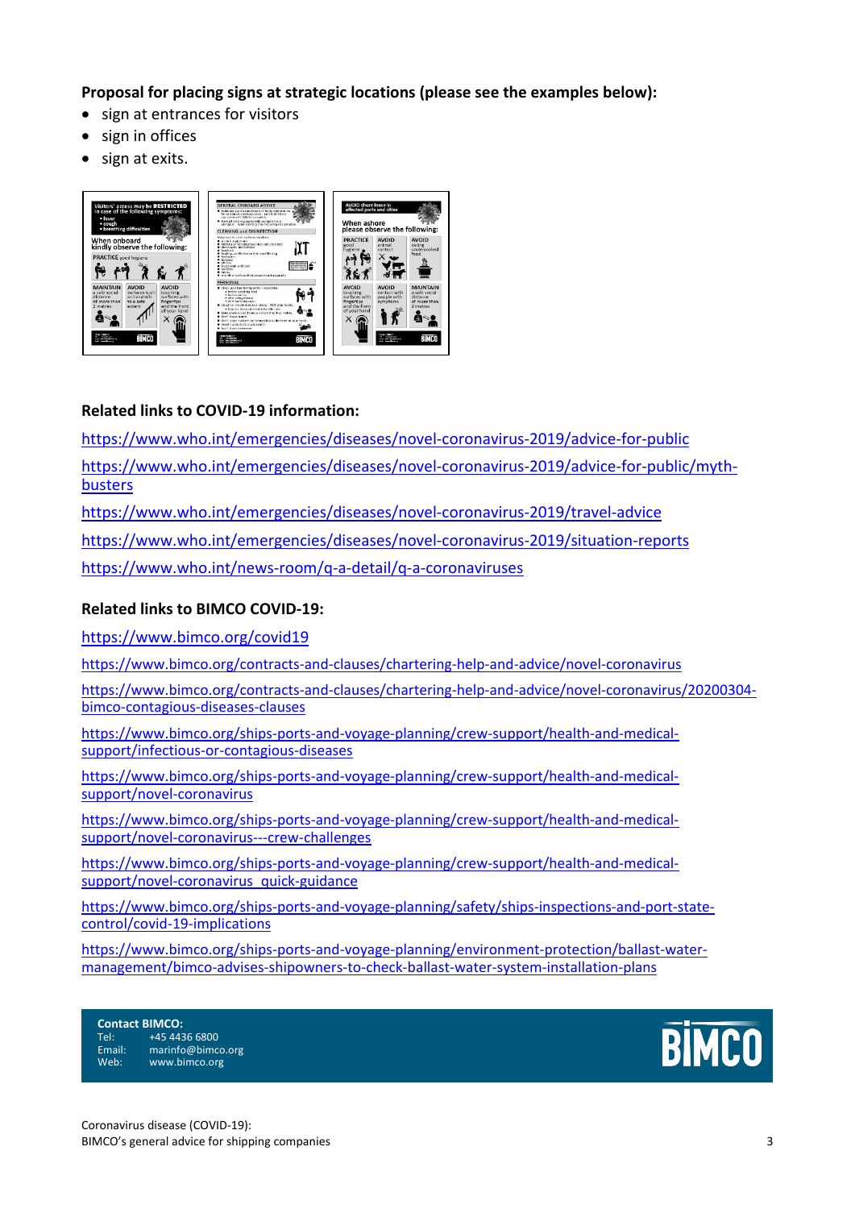**Proposal for placing signs at strategic locations (please see the examples below):**

- sign at entrances for visitors
- sign in offices
- sign at exits.

**Related links to COVID-19 information:**

https://www.who.int/emergencies/diseases/novel-coronavirus-2019/advice-for-public

https://www.who.int/emergencies/diseases/novel-coronavirus-2019/advice-for-public/myth-busters

https://www.who.int/emergencies/diseases/novel-coronavirus-2019/travel-advice

https://www.who.int/emergencies/diseases/novel-coronavirus-2019/situation-reports

https://www.who.int/news-room/q-a-detail/q-a-coronaviruses

**Related links to BIMCO COVID-19:**

https://www.bimco.org/covid19

https://www.bimco.org/contracts-and-clauses/chartering-help-and-advice/novel-coronavirus

https://www.bimco.org/contracts-and-clauses/chartering-help-and-advice/novel-coronavirus/20200304-bimco-contagious-diseases-clauses

https://www.bimco.org/ships-ports-and-voyage-planning/crew-support/health-and-medical-support/infectious-or-contagious-diseases

https://www.bimco.org/ships-ports-and-voyage-planning/crew-support/health-and-medical-support/novel-coronavirus

https://www.bimco.org/ships-ports-and-voyage-planning/crew-support/health-and-medical-support/novel-coronavirus---crew-challenges

https://www.bimco.org/ships-ports-and-voyage-planning/crew-support/health-and-medical-support/novel-coronavirus_quick-guidance

https://www.bimco.org/ships-ports-and-voyage-planning/safety/ships-inspections-and-port-state-control/covid-19-implications

https://www.bimco.org/ships-ports-and-voyage-planning/environment-protection/ballast-water-management/bimco-advises-shipowners-to-check-ballast-water-system-installation-plans

**Contact BIMCO:**
Tel: +45 4436 6800
Email: marinfo@bimco.org
Web: www.bimco.org